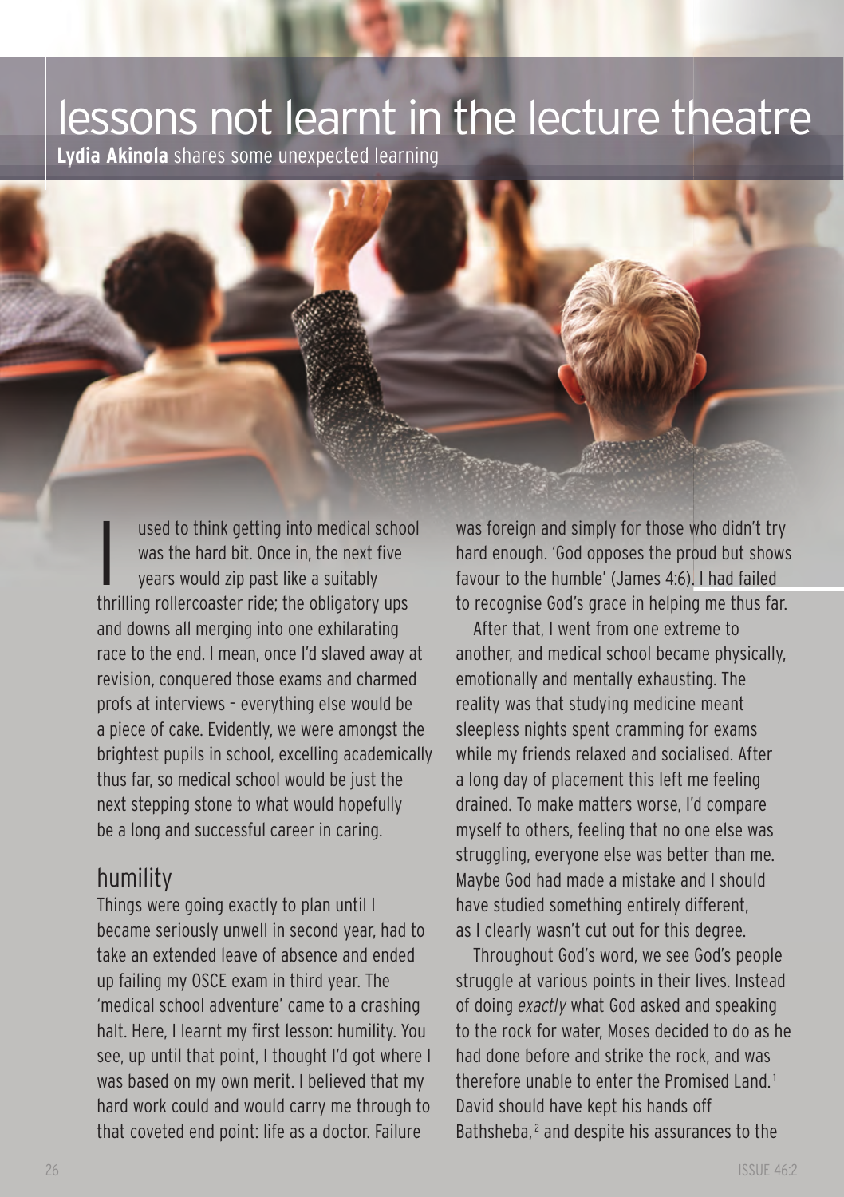# lessons not learnt in the lecture theatre

**Lydia Akinola** shares some unexpected learning

I used to think getting into medical school was the hard bit. Once in, the next five years would zip past like a suitably thrilling rollercoaster ride; the obligatory ups and downs all merging into one exhilarating race to the end. I mean, once I'd slaved away at revision, conquered those exams and charmed profs at interviews – everything else would be a piece of cake. Evidently, we were amongst the brightest pupils in school, excelling academically thus far, so medical school would be just the next stepping stone to what would hopefully be a long and successful career in caring.

## humility

Things were going exactly to plan until I became seriously unwell in second year, had to take an extended leave of absence and ended up failing my OSCE exam in third year. The 'medical school adventure' came to a crashing halt. Here, I learnt my first lesson: humility. You see, up until that point, I thought I'd got where I was based on my own merit. I believed that my hard work could and would carry me through to that coveted end point: life as a doctor. Failure was foreign and simply for those who didn't try hard enough. 'God opposes the proud but shows favour to the humble' (James 4:6). I had failed to recognise God's grace in helping me thus far.

After that, I went from one extreme to another, and medical school became physically, emotionally and mentally exhausting. The reality was that studying medicine meant sleepless nights spent cramming for exams while my friends relaxed and socialised. After a long day of placement this left me feeling drained. To make matters worse, I'd compare myself to others, feeling that no one else was struggling, everyone else was better than me. Maybe God had made a mistake and I should have studied something entirely different, as I clearly wasn't cut out for this degree.

Throughout God's word, we see God's people struggle at various points in their lives. Instead of doing *exactly* what God asked and speaking to the rock for water, Moses decided to do as he had done before and strike the rock, and was therefore unable to enter the Promised Land.[1] David should have kept his hands off Bathsheba,[2] and despite his assurances to the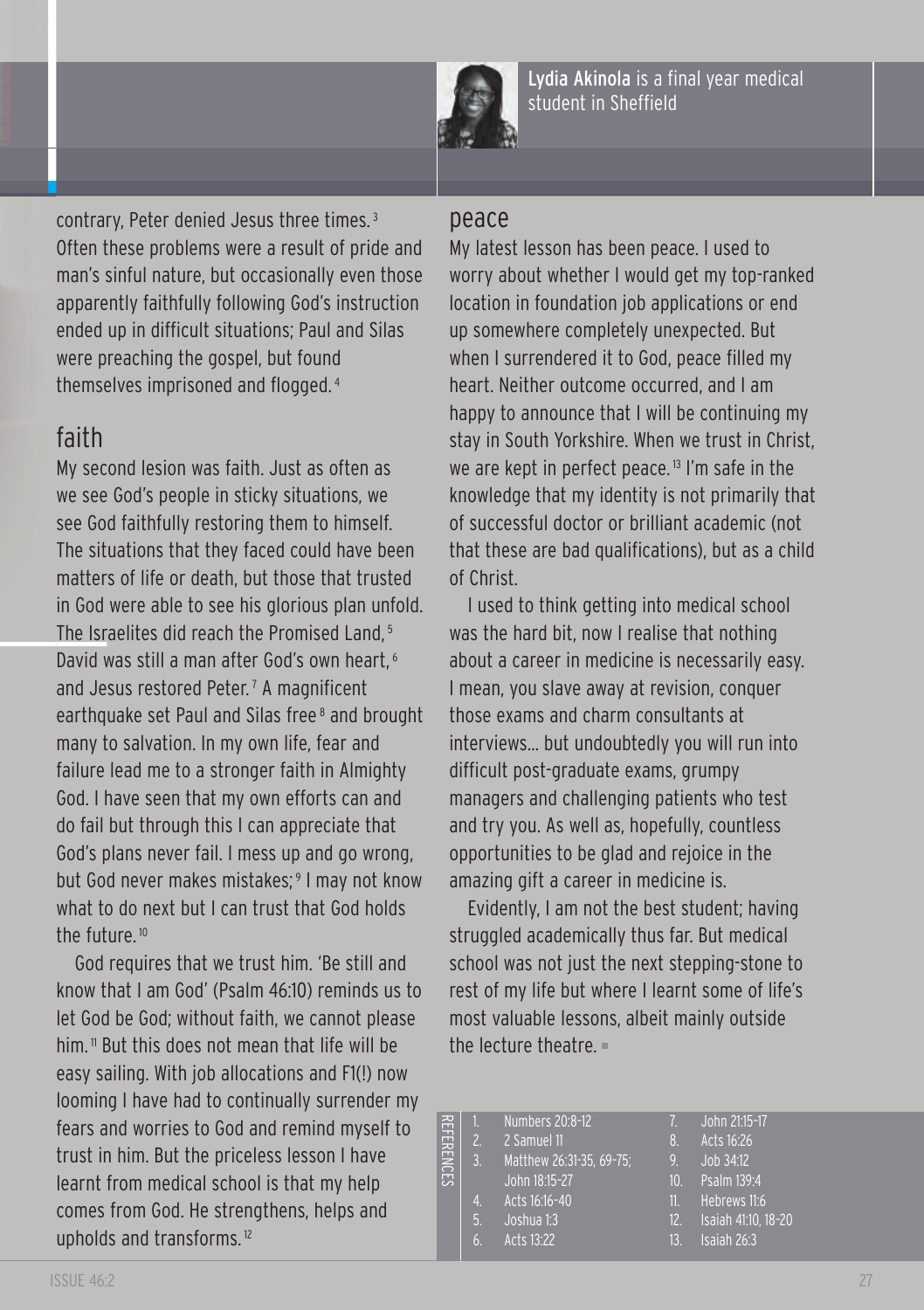Lydia Akinola is a final year medical student in Sheffield

contrary, Peter denied Jesus three times.[3] Often these problems were a result of pride and man's sinful nature, but occasionally even those apparently faithfully following God's instruction ended up in difficult situations; Paul and Silas were preaching the gospel, but found themselves imprisoned and flogged.[4]

## faith

My second lesion was faith. Just as often as we see God's people in sticky situations, we see God faithfully restoring them to himself. The situations that they faced could have been matters of life or death, but those that trusted in God were able to see his glorious plan unfold. The Israelites did reach the Promised Land,[5] David was still a man after God's own heart,[6] and Jesus restored Peter.[7] A magnificent earthquake set Paul and Silas free[8] and brought many to salvation. In my own life, fear and failure lead me to a stronger faith in Almighty God. I have seen that my own efforts can and do fail but through this I can appreciate that God's plans never fail. I mess up and go wrong, but God never makes mistakes;[9] I may not know what to do next but I can trust that God holds the future.[10]

God requires that we trust him. 'Be still and know that I am God' (Psalm 46:10) reminds us to let God be God; without faith, we cannot please him.[11] But this does not mean that life will be easy sailing. With job allocations and F1(!) now looming I have had to continually surrender my fears and worries to God and remind myself to trust in him. But the priceless lesson I have learnt from medical school is that my help comes from God. He strengthens, helps and upholds and transforms.[12]

## peace

My latest lesson has been peace. I used to worry about whether I would get my top-ranked location in foundation job applications or end up somewhere completely unexpected. But when I surrendered it to God, peace filled my heart. Neither outcome occurred, and I am happy to announce that I will be continuing my stay in South Yorkshire. When we trust in Christ, we are kept in perfect peace.[13] I'm safe in the knowledge that my identity is not primarily that of successful doctor or brilliant academic (not that these are bad qualifications), but as a child of Christ.

I used to think getting into medical school was the hard bit, now I realise that nothing about a career in medicine is necessarily easy. I mean, you slave away at revision, conquer those exams and charm consultants at interviews... but undoubtedly you will run into difficult post-graduate exams, grumpy managers and challenging patients who test and try you. As well as, hopefully, countless opportunities to be glad and rejoice in the amazing gift a career in medicine is.

Evidently, I am not the best student; having struggled academically thus far. But medical school was not just the next stepping-stone to rest of my life but where I learnt some of life's most valuable lessons, albeit mainly outside the lecture theatre.

REFERENCES

1. Numbers 20:8-12
2. 2 Samuel 11
3. Matthew 26:31-35, 69-75; John 18:15-27
4. Acts 16:16-40
5. Joshua 1:3
6. Acts 13:22
7. John 21:15-17
8. Acts 16:26
9. Job 34:12
10. Psalm 139:4
11. Hebrews 11:6
12. Isaiah 41:10, 18-20
13. Isaiah 26:3